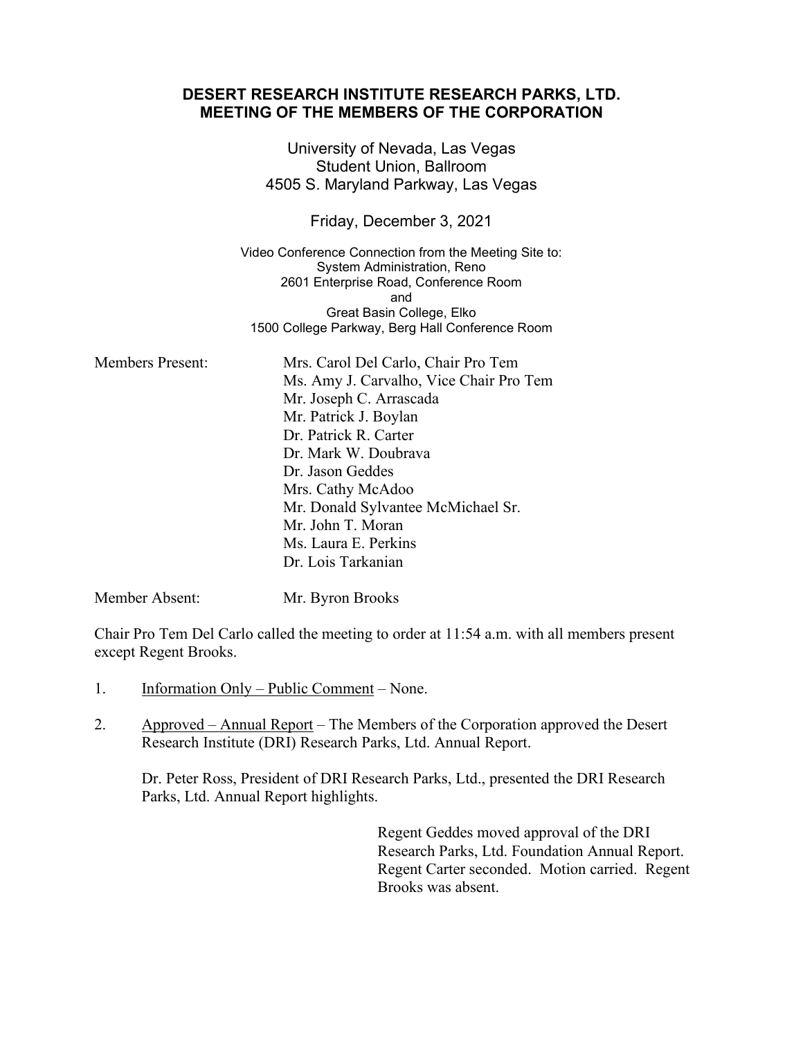# DESERT RESEARCH INSTITUTE RESEARCH PARKS, LTD.
# MEETING OF THE MEMBERS OF THE CORPORATION

University of Nevada, Las Vegas
Student Union, Ballroom
4505 S. Maryland Parkway, Las Vegas

Friday, December 3, 2021

Video Conference Connection from the Meeting Site to:
System Administration, Reno
2601 Enterprise Road, Conference Room
and
Great Basin College, Elko
1500 College Parkway, Berg Hall Conference Room

Members Present: Mrs. Carol Del Carlo, Chair Pro Tem
Ms. Amy J. Carvalho, Vice Chair Pro Tem
Mr. Joseph C. Arrascada
Mr. Patrick J. Boylan
Dr. Patrick R. Carter
Dr. Mark W. Doubrava
Dr. Jason Geddes
Mrs. Cathy McAdoo
Mr. Donald Sylvantee McMichael Sr.
Mr. John T. Moran
Ms. Laura E. Perkins
Dr. Lois Tarkanian

Member Absent: Mr. Byron Brooks

Chair Pro Tem Del Carlo called the meeting to order at 11:54 a.m. with all members present except Regent Brooks.

1. Information Only – Public Comment – None.

2. Approved – Annual Report – The Members of the Corporation approved the Desert Research Institute (DRI) Research Parks, Ltd. Annual Report.

   Dr. Peter Ross, President of DRI Research Parks, Ltd., presented the DRI Research Parks, Ltd. Annual Report highlights.

   Regent Geddes moved approval of the DRI Research Parks, Ltd. Foundation Annual Report. Regent Carter seconded. Motion carried. Regent Brooks was absent.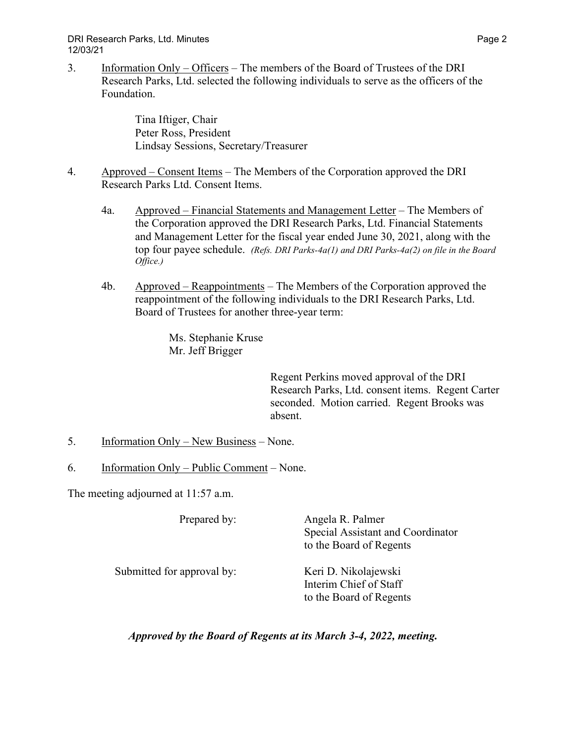3. Information Only – Officers – The members of the Board of Trustees of the DRI Research Parks, Ltd. selected the following individuals to serve as the officers of the Foundation.

   Tina Iftiger, Chair
   Peter Ross, President
   Lindsay Sessions, Secretary/Treasurer

4. Approved – Consent Items – The Members of the Corporation approved the DRI Research Parks Ltd. Consent Items.

   4a. Approved – Financial Statements and Management Letter – The Members of the Corporation approved the DRI Research Parks, Ltd. Financial Statements and Management Letter for the fiscal year ended June 30, 2021, along with the top four payee schedule. *(Refs. DRI Parks-4a(1) and DRI Parks-4a(2) on file in the Board Office.)*

   4b. Approved – Reappointments – The Members of the Corporation approved the reappointment of the following individuals to the DRI Research Parks, Ltd. Board of Trustees for another three-year term:

   Ms. Stephanie Kruse
   Mr. Jeff Brigger

   Regent Perkins moved approval of the DRI Research Parks, Ltd. consent items. Regent Carter seconded. Motion carried. Regent Brooks was absent.

5. Information Only – New Business – None.

6. Information Only – Public Comment – None.

The meeting adjourned at 11:57 a.m.

Prepared by: Angela R. Palmer
Special Assistant and Coordinator
to the Board of Regents

Submitted for approval by: Keri D. Nikolajewski
Interim Chief of Staff
to the Board of Regents

***Approved by the Board of Regents at its March 3-4, 2022, meeting.***